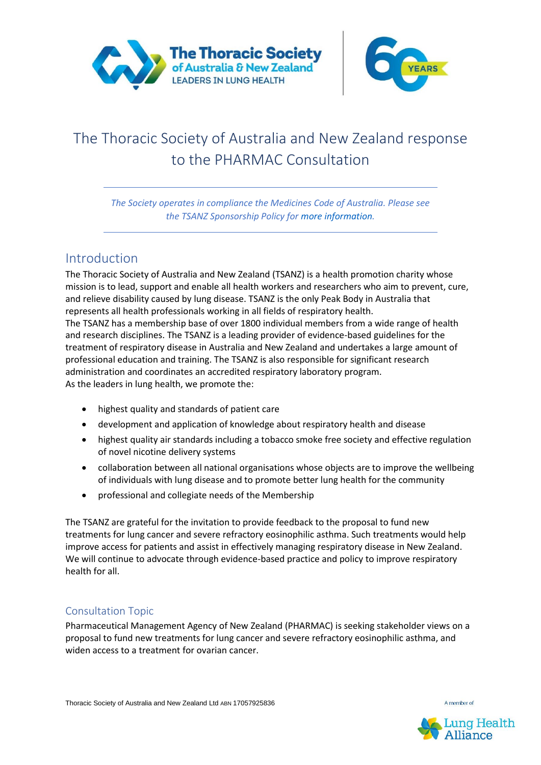# The Thoracic Society of Australia and New Zealand response to the PHARMAC Consultation

*The Society operates in compliance the Medicines Code of Australia. Please see the TSANZ Sponsorship Policy for more information.*

## Introduction

The Thoracic Society of Australia and New Zealand (TSANZ) is a health promotion charity whose mission is to lead, support and enable all health workers and researchers who aim to prevent, cure, and relieve disability caused by lung disease. TSANZ is the only Peak Body in Australia that represents all health professionals working in all fields of respiratory health.

The TSANZ has a membership base of over 1800 individual members from a wide range of health and research disciplines. The TSANZ is a leading provider of evidence-based guidelines for the treatment of respiratory disease in Australia and New Zealand and undertakes a large amount of professional education and training. The TSANZ is also responsible for significant research administration and coordinates an accredited respiratory laboratory program.

As the leaders in lung health, we promote the:

- highest quality and standards of patient care
- development and application of knowledge about respiratory health and disease
- highest quality air standards including a tobacco smoke free society and effective regulation of novel nicotine delivery systems
- collaboration between all national organisations whose objects are to improve the wellbeing of individuals with lung disease and to promote better lung health for the community
- professional and collegiate needs of the Membership

The TSANZ are grateful for the invitation to provide feedback to the proposal to fund new treatments for lung cancer and severe refractory eosinophilic asthma. Such treatments would help improve access for patients and assist in effectively managing respiratory disease in New Zealand. We will continue to advocate through evidence-based practice and policy to improve respiratory health for all.

### Consultation Topic

Pharmaceutical Management Agency of New Zealand (PHARMAC) is seeking stakeholder views on a proposal to fund new treatments for lung cancer and severe refractory eosinophilic asthma, and widen access to a treatment for ovarian cancer.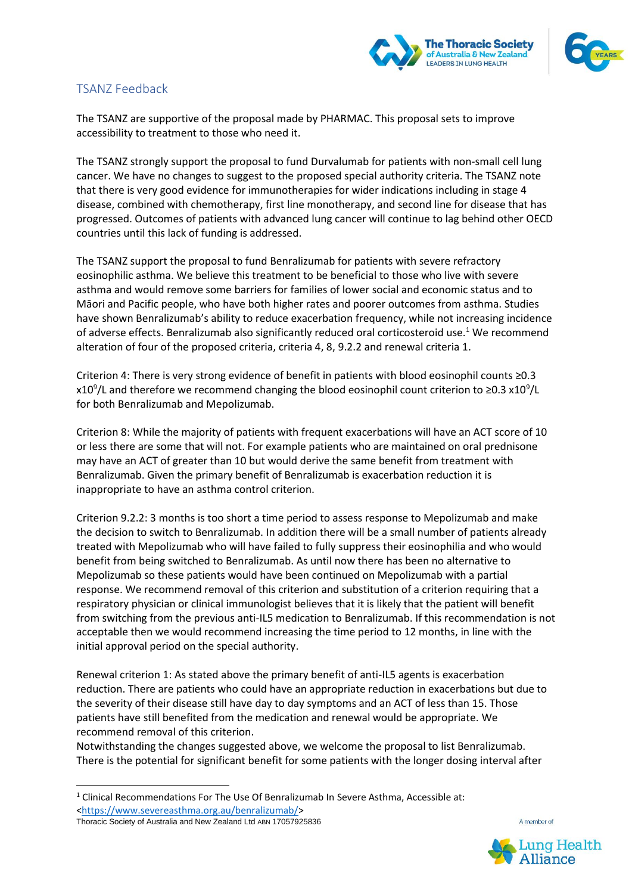## TSANZ Feedback

The TSANZ are supportive of the proposal made by PHARMAC. This proposal sets to improve accessibility to treatment to those who need it.

The TSANZ strongly support the proposal to fund Durvalumab for patients with non-small cell lung cancer. We have no changes to suggest to the proposed special authority criteria. The TSANZ note that there is very good evidence for immunotherapies for wider indications including in stage 4 disease, combined with chemotherapy, first line monotherapy, and second line for disease that has progressed. Outcomes of patients with advanced lung cancer will continue to lag behind other OECD countries until this lack of funding is addressed.

The TSANZ support the proposal to fund Benralizumab for patients with severe refractory eosinophilic asthma. We believe this treatment to be beneficial to those who live with severe asthma and would remove some barriers for families of lower social and economic status and to Māori and Pacific people, who have both higher rates and poorer outcomes from asthma. Studies have shown Benralizumab's ability to reduce exacerbation frequency, while not increasing incidence of adverse effects. Benralizumab also significantly reduced oral corticosteroid use.[1] We recommend alteration of four of the proposed criteria, criteria 4, 8, 9.2.2 and renewal criteria 1.

Criterion 4: There is very strong evidence of benefit in patients with blood eosinophil counts ≥0.3 $\times 10^9$/L and therefore we recommend changing the blood eosinophil count criterion to ≥0.3 $\times 10^9$/L for both Benralizumab and Mepolizumab.

Criterion 8: While the majority of patients with frequent exacerbations will have an ACT score of 10 or less there are some that will not. For example patients who are maintained on oral prednisone may have an ACT of greater than 10 but would derive the same benefit from treatment with Benralizumab. Given the primary benefit of Benralizumab is exacerbation reduction it is inappropriate to have an asthma control criterion.

Criterion 9.2.2: 3 months is too short a time period to assess response to Mepolizumab and make the decision to switch to Benralizumab. In addition there will be a small number of patients already treated with Mepolizumab who will have failed to fully suppress their eosinophilia and who would benefit from being switched to Benralizumab. As until now there has been no alternative to Mepolizumab so these patients would have been continued on Mepolizumab with a partial response. We recommend removal of this criterion and substitution of a criterion requiring that a respiratory physician or clinical immunologist believes that it is likely that the patient will benefit from switching from the previous anti-IL5 medication to Benralizumab. If this recommendation is not acceptable then we would recommend increasing the time period to 12 months, in line with the initial approval period on the special authority.

Renewal criterion 1: As stated above the primary benefit of anti-IL5 agents is exacerbation reduction. There are patients who could have an appropriate reduction in exacerbations but due to the severity of their disease still have day to day symptoms and an ACT of less than 15. Those patients have still benefited from the medication and renewal would be appropriate. We recommend removal of this criterion.

Notwithstanding the changes suggested above, we welcome the proposal to list Benralizumab. There is the potential for significant benefit for some patients with the longer dosing interval after

[1] Clinical Recommendations For The Use Of Benralizumab In Severe Asthma, Accessible at: <https://www.severeasthma.org.au/benralizumab/>

Thoracic Society of Australia and New Zealand Ltd ABN 17057925836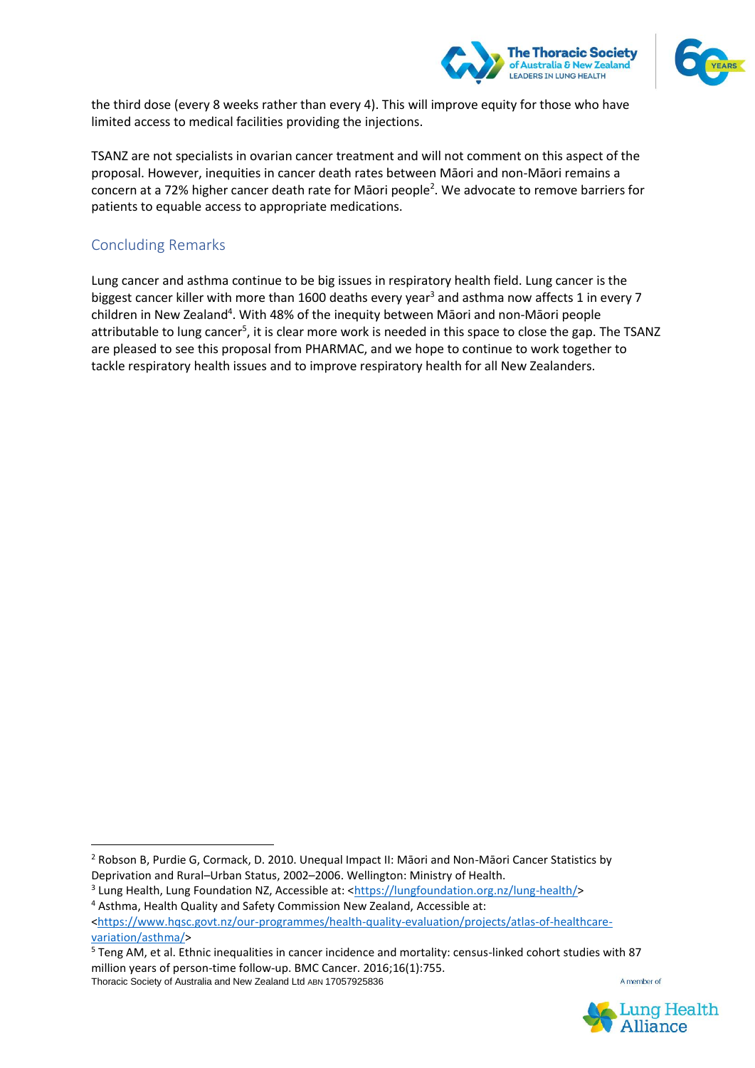the third dose (every 8 weeks rather than every 4). This will improve equity for those who have limited access to medical facilities providing the injections.

TSANZ are not specialists in ovarian cancer treatment and will not comment on this aspect of the proposal. However, inequities in cancer death rates between Māori and non-Māori remains a concern at a 72% higher cancer death rate for Māori people[2]. We advocate to remove barriers for patients to equable access to appropriate medications.

## Concluding Remarks

Lung cancer and asthma continue to be big issues in respiratory health field. Lung cancer is the biggest cancer killer with more than 1600 deaths every year[3] and asthma now affects 1 in every 7 children in New Zealand[4]. With 48% of the inequity between Māori and non-Māori people attributable to lung cancer[5], it is clear more work is needed in this space to close the gap. The TSANZ are pleased to see this proposal from PHARMAC, and we hope to continue to work together to tackle respiratory health issues and to improve respiratory health for all New Zealanders.

---

[2] Robson B, Purdie G, Cormack, D. 2010. Unequal Impact II: Māori and Non-Māori Cancer Statistics by Deprivation and Rural–Urban Status, 2002–2006. Wellington: Ministry of Health.

[3] Lung Health, Lung Foundation NZ, Accessible at: <https://lungfoundation.org.nz/lung-health/>

[4] Asthma, Health Quality and Safety Commission New Zealand, Accessible at: <https://www.hqsc.govt.nz/our-programmes/health-quality-evaluation/projects/atlas-of-healthcare-variation/asthma/>

[5] Teng AM, et al. Ethnic inequalities in cancer incidence and mortality: census-linked cohort studies with 87 million years of person-time follow-up. BMC Cancer. 2016;16(1):755.